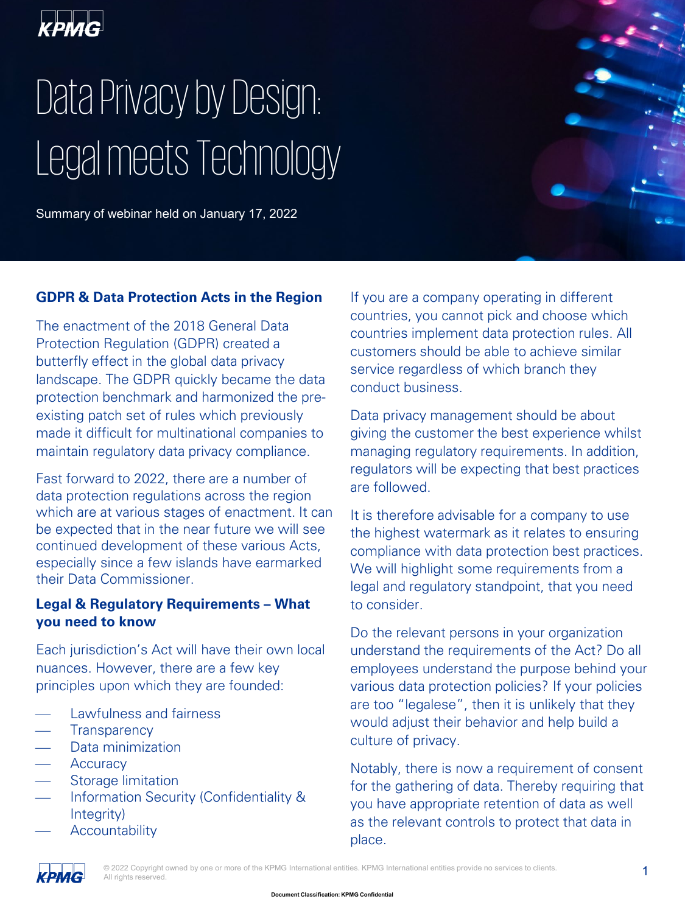# Data Privacy by Design: Legal meets Technology

Summary of webinar held on January 17, 2022

## GDPR & Data Protection Acts in the Region

The enactment of the 2018 General Data Protection Regulation (GDPR) created a butterfly effect in the global data privacy landscape. The GDPR quickly became the data protection benchmark and harmonized the pre-existing patch set of rules which previously made it difficult for multinational companies to maintain regulatory data privacy compliance.

Fast forward to 2022, there are a number of data protection regulations across the region which are at various stages of enactment. It can be expected that in the near future we will see continued development of these various Acts, especially since a few islands have earmarked their Data Commissioner.

## Legal & Regulatory Requirements – What you need to know

Each jurisdiction's Act will have their own local nuances. However, there are a few key principles upon which they are founded:

- Lawfulness and fairness
- Transparency
- Data minimization
- Accuracy
- Storage limitation
- Information Security (Confidentiality & Integrity)
- Accountability

If you are a company operating in different countries, you cannot pick and choose which countries implement data protection rules. All customers should be able to achieve similar service regardless of which branch they conduct business.

Data privacy management should be about giving the customer the best experience whilst managing regulatory requirements. In addition, regulators will be expecting that best practices are followed.

It is therefore advisable for a company to use the highest watermark as it relates to ensuring compliance with data protection best practices. We will highlight some requirements from a legal and regulatory standpoint, that you need to consider.

Do the relevant persons in your organization understand the requirements of the Act? Do all employees understand the purpose behind your various data protection policies? If your policies are too "legalese", then it is unlikely that they would adjust their behavior and help build a culture of privacy.

Notably, there is now a requirement of consent for the gathering of data. Thereby requiring that you have appropriate retention of data as well as the relevant controls to protect that data in place.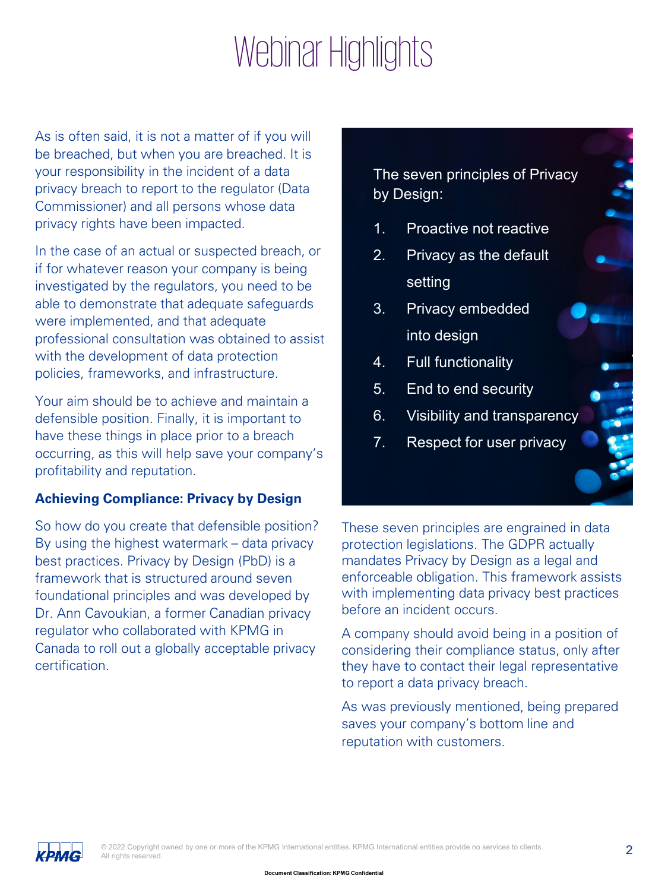# Webinar Highlights

As is often said, it is not a matter of if you will be breached, but when you are breached. It is your responsibility in the incident of a data privacy breach to report to the regulator (Data Commissioner) and all persons whose data privacy rights have been impacted.

In the case of an actual or suspected breach, or if for whatever reason your company is being investigated by the regulators, you need to be able to demonstrate that adequate safeguards were implemented, and that adequate professional consultation was obtained to assist with the development of data protection policies, frameworks, and infrastructure.

Your aim should be to achieve and maintain a defensible position. Finally, it is important to have these things in place prior to a breach occurring, as this will help save your company's profitability and reputation.

### Achieving Compliance: Privacy by Design

So how do you create that defensible position? By using the highest watermark – data privacy best practices. Privacy by Design (PbD) is a framework that is structured around seven foundational principles and was developed by Dr. Ann Cavoukian, a former Canadian privacy regulator who collaborated with KPMG in Canada to roll out a globally acceptable privacy certification.

The seven principles of Privacy by Design:

1. Proactive not reactive
2. Privacy as the default setting
3. Privacy embedded into design
4. Full functionality
5. End to end security
6. Visibility and transparency
7. Respect for user privacy

These seven principles are engrained in data protection legislations. The GDPR actually mandates Privacy by Design as a legal and enforceable obligation. This framework assists with implementing data privacy best practices before an incident occurs.

A company should avoid being in a position of considering their compliance status, only after they have to contact their legal representative to report a data privacy breach.

As was previously mentioned, being prepared saves your company's bottom line and reputation with customers.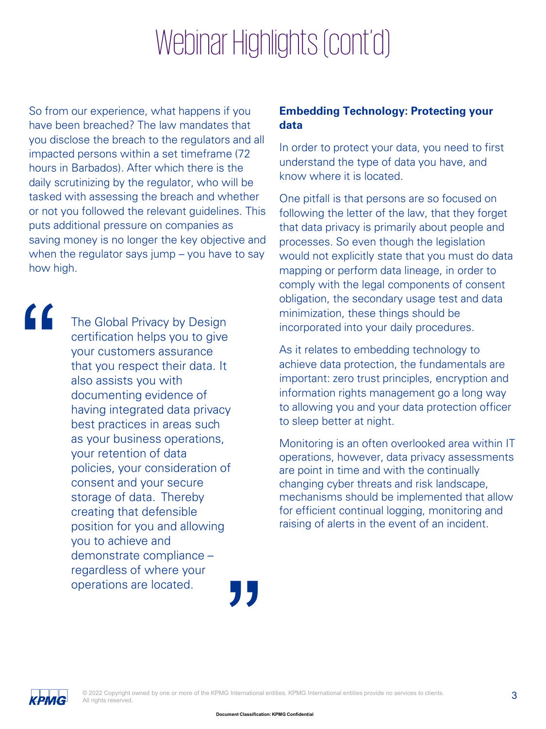# Webinar Highlights (cont'd)

So from our experience, what happens if you have been breached? The law mandates that you disclose the breach to the regulators and all impacted persons within a set timeframe (72 hours in Barbados). After which there is the daily scrutinizing by the regulator, who will be tasked with assessing the breach and whether or not you followed the relevant guidelines. This puts additional pressure on companies as saving money is no longer the key objective and when the regulator says jump – you have to say how high.

> "The Global Privacy by Design certification helps you to give your customers assurance that you respect their data. It also assists you with documenting evidence of having integrated data privacy best practices in areas such as your business operations, your retention of data policies, your consideration of consent and your secure storage of data. Thereby creating that defensible position for you and allowing you to achieve and demonstrate compliance – regardless of where your operations are located."

**Embedding Technology: Protecting your data**

In order to protect your data, you need to first understand the type of data you have, and know where it is located.

One pitfall is that persons are so focused on following the letter of the law, that they forget that data privacy is primarily about people and processes. So even though the legislation would not explicitly state that you must do data mapping or perform data lineage, in order to comply with the legal components of consent obligation, the secondary usage test and data minimization, these things should be incorporated into your daily procedures.

As it relates to embedding technology to achieve data protection, the fundamentals are important: zero trust principles, encryption and information rights management go a long way to allowing you and your data protection officer to sleep better at night.

Monitoring is an often overlooked area within IT operations, however, data privacy assessments are point in time and with the continually changing cyber threats and risk landscape, mechanisms should be implemented that allow for efficient continual logging, monitoring and raising of alerts in the event of an incident.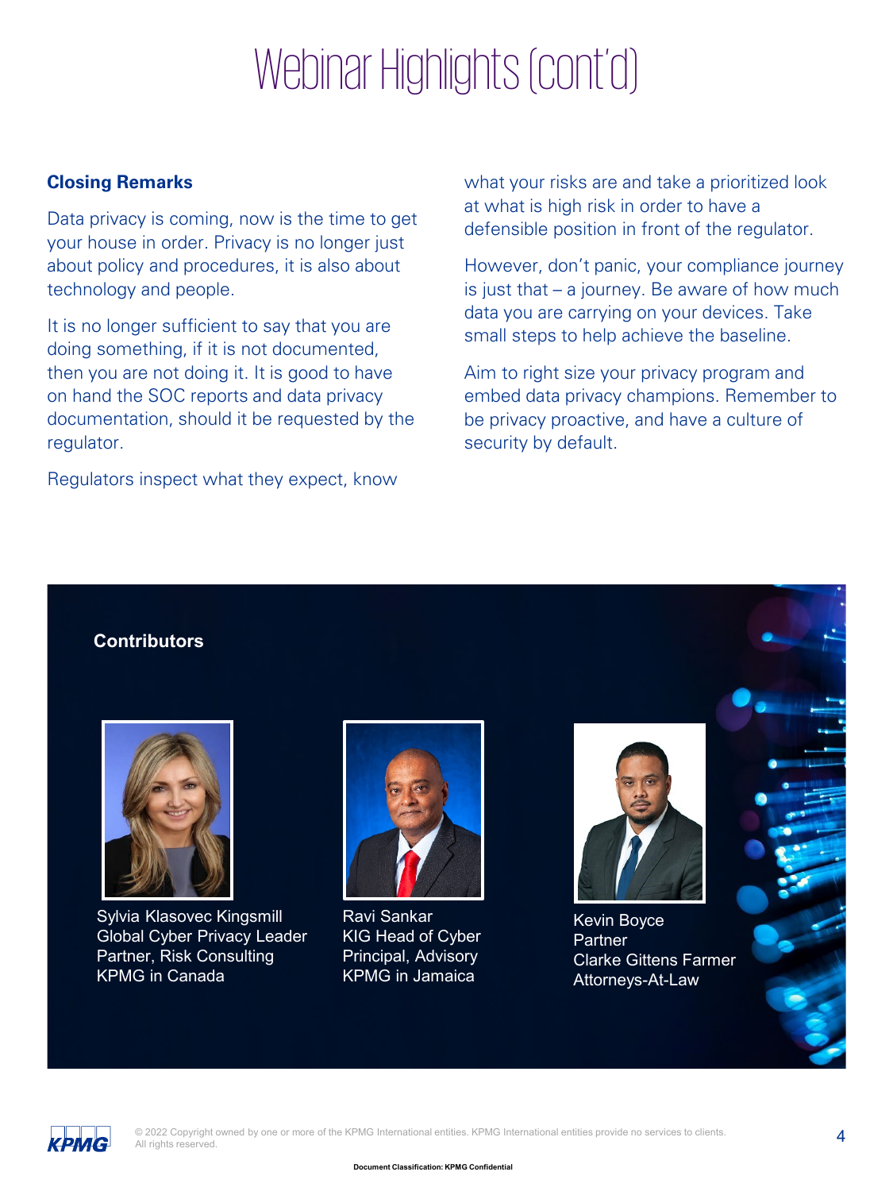# Webinar Highlights (cont'd)

### Closing Remarks

Data privacy is coming, now is the time to get your house in order. Privacy is no longer just about policy and procedures, it is also about technology and people.

It is no longer sufficient to say that you are doing something, if it is not documented, then you are not doing it. It is good to have on hand the SOC reports and data privacy documentation, should it be requested by the regulator.

Regulators inspect what they expect, know what your risks are and take a prioritized look at what is high risk in order to have a defensible position in front of the regulator.

However, don't panic, your compliance journey is just that – a journey. Be aware of how much data you are carrying on your devices. Take small steps to help achieve the baseline.

Aim to right size your privacy program and embed data privacy champions. Remember to be privacy proactive, and have a culture of security by default.

### Contributors

Sylvia Klasovec Kingsmill
Global Cyber Privacy Leader
Partner, Risk Consulting
KPMG in Canada

Ravi Sankar
KIG Head of Cyber
Principal, Advisory
KPMG in Jamaica

Kevin Boyce
Partner
Clarke Gittens Farmer
Attorneys-At-Law

© 2022 Copyright owned by one or more of the KPMG International entities. KPMG International entities provide no services to clients. All rights reserved.

Document Classification: KPMG Confidential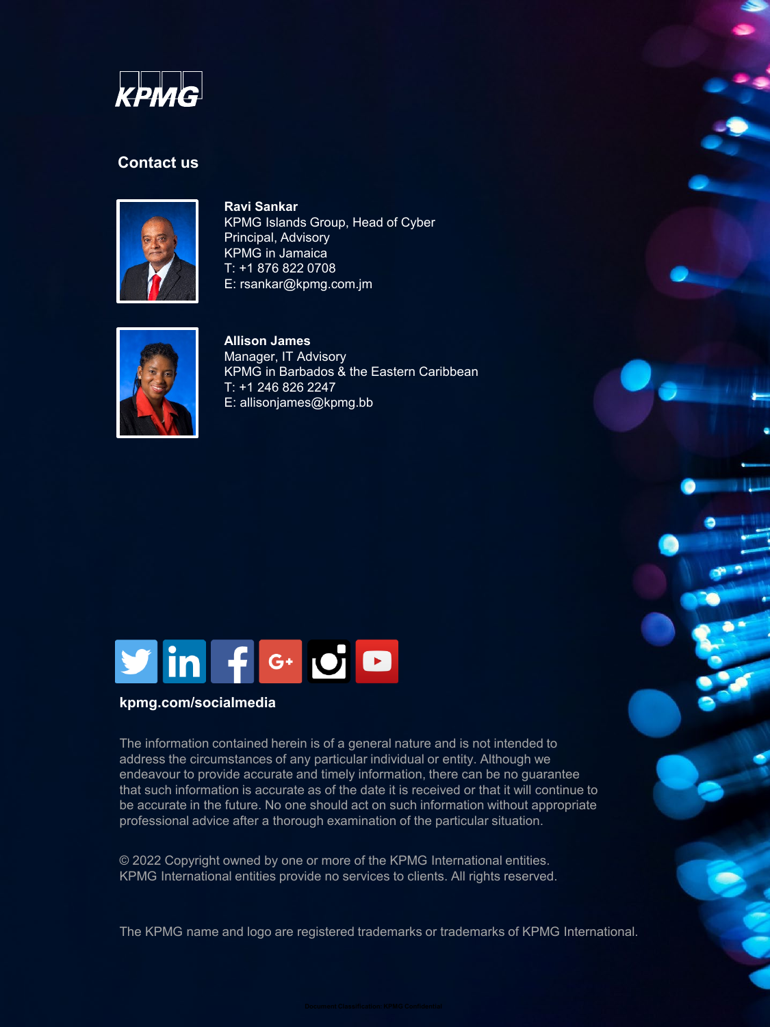KPMG

## Contact us

**Ravi Sankar**
KPMG Islands Group, Head of Cyber
Principal, Advisory
KPMG in Jamaica
T: +1 876 822 0708
E: rsankar@kpmg.com.jm

**Allison James**
Manager, IT Advisory
KPMG in Barbados & the Eastern Caribbean
T: +1 246 826 2247
E: allisonjames@kpmg.bb

**kpmg.com/socialmedia**

The information contained herein is of a general nature and is not intended to address the circumstances of any particular individual or entity. Although we endeavour to provide accurate and timely information, there can be no guarantee that such information is accurate as of the date it is received or that it will continue to be accurate in the future. No one should act on such information without appropriate professional advice after a thorough examination of the particular situation.

© 2022 Copyright owned by one or more of the KPMG International entities. KPMG International entities provide no services to clients. All rights reserved.

The KPMG name and logo are registered trademarks or trademarks of KPMG International.

Document Classification: KPMG Confidential